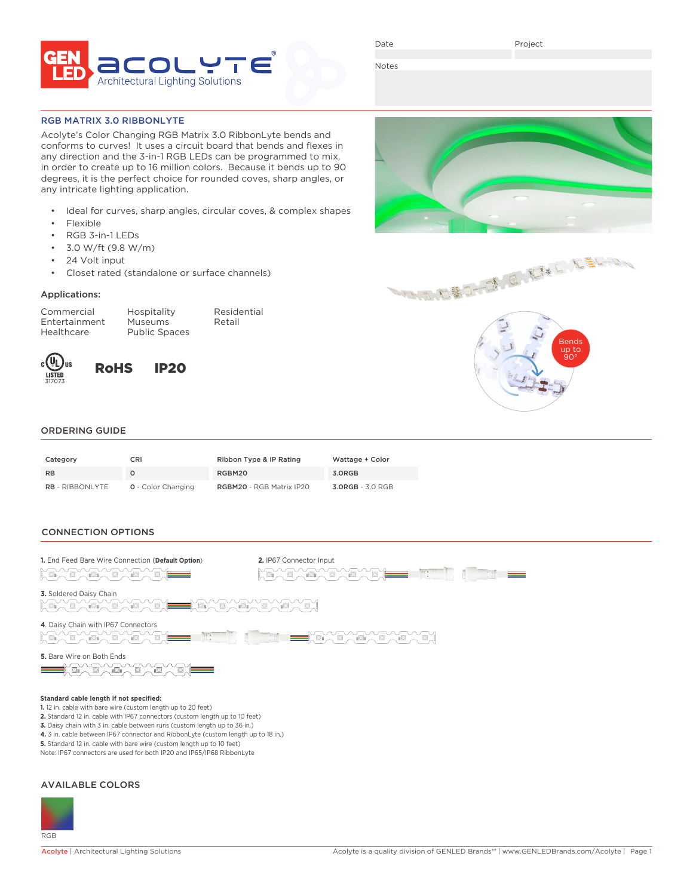GEN LED | ACOLYTE® Architectural Lighting Solutions

Date | Project

Notes

## RGB MATRIX 3.0 RIBBONLYTE

Acolyte's Color Changing RGB Matrix 3.0 RibbonLyte bends and conforms to curves! It uses a circuit board that bends and flexes in any direction and the 3-in-1 RGB LEDs can be programmed to mix, in order to create up to 16 million colors. Because it bends up to 90 degrees, it is the perfect choice for rounded coves, sharp angles, or any intricate lighting application.

- Ideal for curves, sharp angles, circular coves, & complex shapes
- Flexible
- RGB 3-in-1 LEDs
- 3.0 W/ft (9.8 W/m)
- 24 Volt input
- Closet rated (standalone or surface channels)

### Applications:

| | | |
|---|---|---|
| Commercial | Hospitality | Residential |
| Entertainment | Museums | Retail |
| Healthcare | Public Spaces | |

cULus LISTED 317073 RoHS IP20

Bends up to 90°

## ORDERING GUIDE

| Category | CRI | Ribbon Type & IP Rating | Wattage + Color |
|---|---|---|---|
| RB | 0 | RGBM20 | 3.0RGB |
| **RB** - RIBBONLYTE | **0** - Color Changing | **RGBM20** - RGB Matrix IP20 | **3.0RGB** - 3.0 RGB |

## CONNECTION OPTIONS

**1.** End Feed Bare Wire Connection (**Default Option**)

**2.** IP67 Connector Input

**3.** Soldered Daisy Chain

**4.** Daisy Chain with IP67 Connectors

**5.** Bare Wire on Both Ends

**Standard cable length if not specified:**
**1.** 12 in. cable with bare wire (custom length up to 20 feet)
**2.** Standard 12 in. cable with IP67 connectors (custom length up to 10 feet)
**3.** Daisy chain with 3 in. cable between runs (custom length up to 36 in.)
**4.** 3 in. cable between IP67 connector and RibbonLyte (custom length up to 18 in.)
**5.** Standard 12 in. cable with bare wire (custom length up to 10 feet)
Note: IP67 connectors are used for both IP20 and IP65/IP68 RibbonLyte

## AVAILABLE COLORS

RGB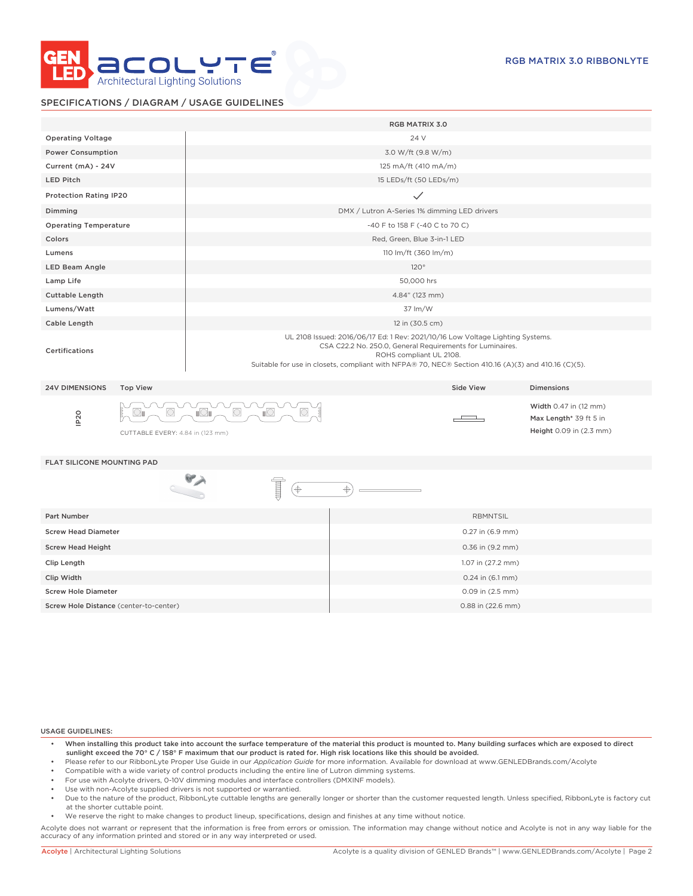# RGB MATRIX 3.0 RIBBONLYTE

## SPECIFICATIONS / DIAGRAM / USAGE GUIDELINES

| | RGB MATRIX 3.0 |
|---|---|
| Operating Voltage | 24 V |
| Power Consumption | 3.0 W/ft (9.8 W/m) |
| Current (mA) - 24V | 125 mA/ft (410 mA/m) |
| LED Pitch | 15 LEDs/ft (50 LEDs/m) |
| Protection Rating IP20 | ✓ |
| Dimming | DMX / Lutron A-Series 1% dimming LED drivers |
| Operating Temperature | -40 F to 158 F (-40 C to 70 C) |
| Colors | Red, Green, Blue 3-in-1 LED |
| Lumens | 110 lm/ft (360 lm/m) |
| LED Beam Angle | 120° |
| Lamp Life | 50,000 hrs |
| Cuttable Length | 4.84" (123 mm) |
| Lumens/Watt | 37 lm/W |
| Cable Length | 12 in (30.5 cm) |
| Certifications | UL 2108 Issued: 2016/06/17 Ed: 1 Rev: 2021/10/16 Low Voltage Lighting Systems. CSA C22.2 No. 250.0, General Requirements for Luminaires. ROHS compliant UL 2108. Suitable for use in closets, compliant with NFPA® 70, NEC® Section 410.16 (A)(3) and 410.16 (C)(5). |

| 24V DIMENSIONS | Top View | Side View | Dimensions |
|---|---|---|---|
| IP20 | CUTTABLE EVERY: 4.84 in (123 mm) | | **Width** 0.47 in (12 mm)<br>**Max Length*** 39 ft 5 in<br>**Height** 0.09 in (2.3 mm) |

### FLAT SILICONE MOUNTING PAD

| Part Number | RBMNTSIL |
|---|---|
| Screw Head Diameter | 0.27 in (6.9 mm) |
| Screw Head Height | 0.36 in (9.2 mm) |
| Clip Length | 1.07 in (27.2 mm) |
| Clip Width | 0.24 in (6.1 mm) |
| Screw Hole Diameter | 0.09 in (2.5 mm) |
| Screw Hole Distance (center-to-center) | 0.88 in (22.6 mm) |

### USAGE GUIDELINES:

- **When installing this product take into account the surface temperature of the material this product is mounted to. Many building surfaces which are exposed to direct sunlight exceed the 70° C / 158° F maximum that our product is rated for. High risk locations like this should be avoided.**
- Please refer to our RibbonLyte Proper Use Guide in our *Application Guide* for more information. Available for download at www.GENLEDBrands.com/Acolyte
- Compatible with a wide variety of control products including the entire line of Lutron dimming systems.
- For use with Acolyte drivers, 0-10V dimming modules and interface controllers (DMXINF models).
- Use with non-Acolyte supplied drivers is not supported or warrantied.
- Due to the nature of the product, RibbonLyte cuttable lengths are generally longer or shorter than the customer requested length. Unless specified, RibbonLyte is factory cut at the shorter cuttable point.
- We reserve the right to make changes to product lineup, specifications, design and finishes at any time without notice.

Acolyte does not warrant or represent that the information is free from errors or omission. The information may change without notice and Acolyte is not in any way liable for the accuracy of any information printed and stored or in any way interpreted or used.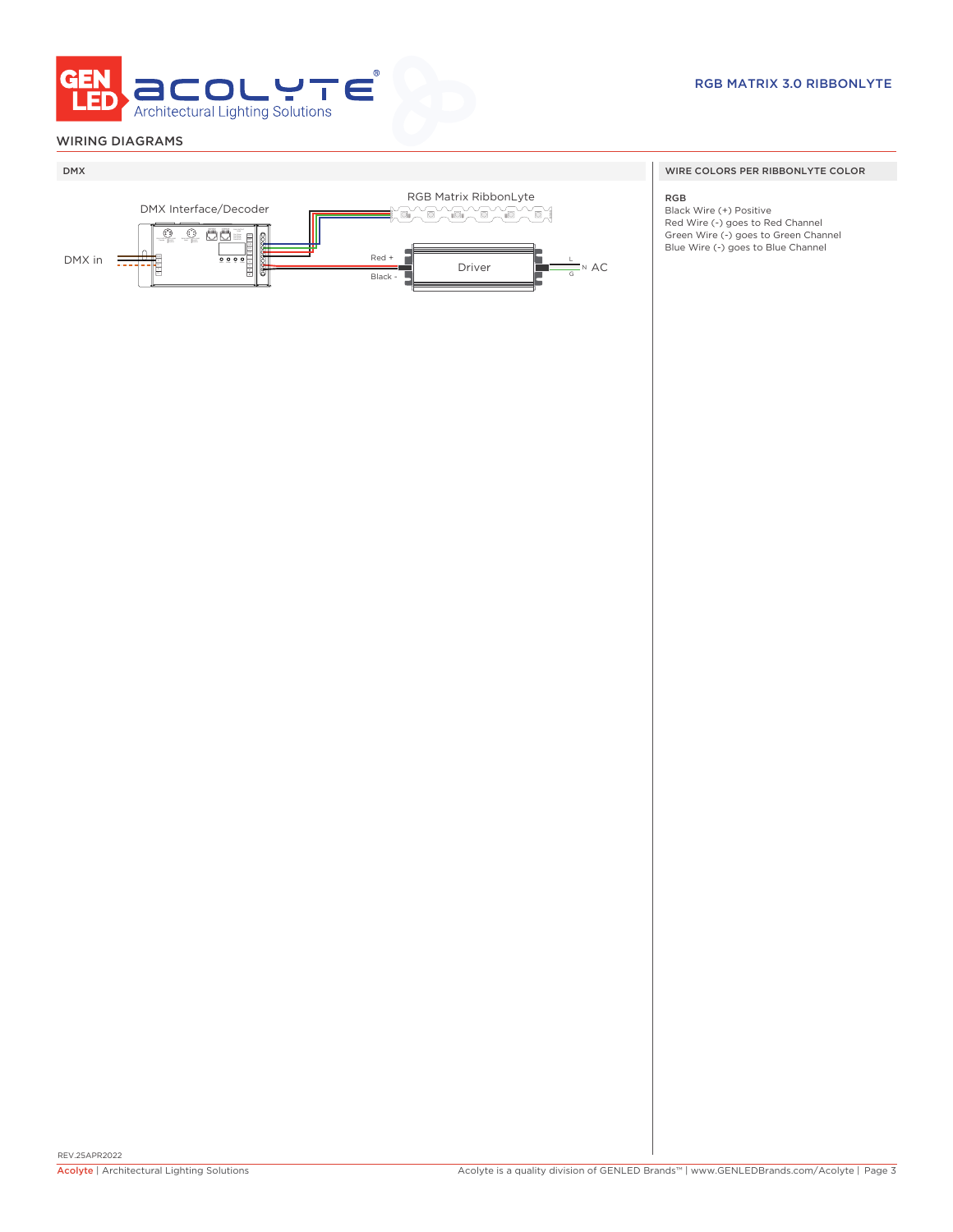## WIRING DIAGRAMS

### DMX

DMX Interface/Decoder

RGB Matrix RibbonLyte

DMX in

Red +

Black -

Driver

L

N AC

G

### WIRE COLORS PER RIBBONLYTE COLOR

**RGB**

Black Wire (+) Positive
Red Wire (-) goes to Red Channel
Green Wire (-) goes to Green Channel
Blue Wire (-) goes to Blue Channel

REV.25APR2022